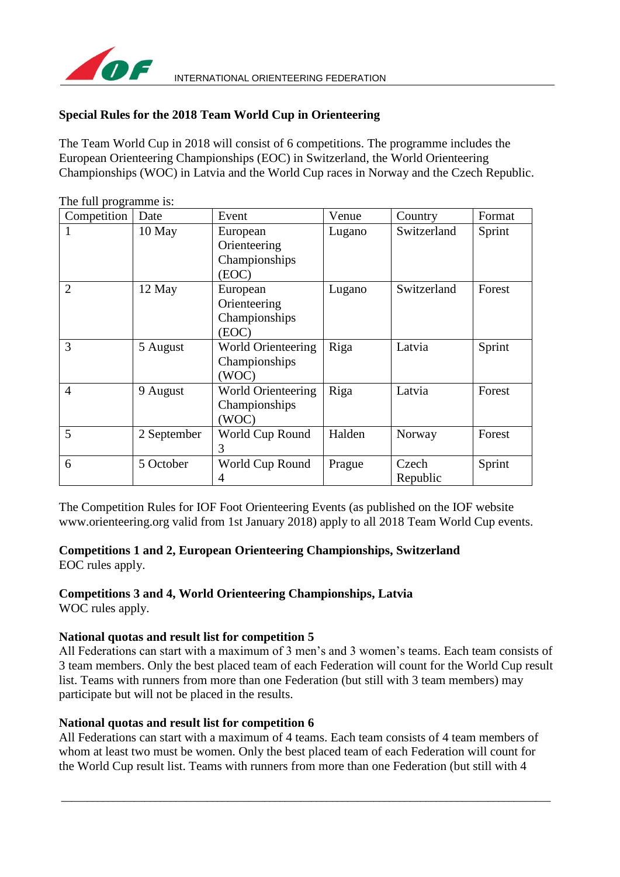**Special Rules for the 2018 Team World Cup in Orienteering**

The Team World Cup in 2018 will consist of 6 competitions. The programme includes the European Orienteering Championships (EOC) in Switzerland, the World Orienteering Championships (WOC) in Latvia and the World Cup races in Norway and the Czech Republic.

The full programme is:

| Competition | Date | Event | Venue | Country | Format |
|---|---|---|---|---|---|
| 1 | 10 May | European Orienteering Championships (EOC) | Lugano | Switzerland | Sprint |
| 2 | 12 May | European Orienteering Championships (EOC) | Lugano | Switzerland | Forest |
| 3 | 5 August | World Orienteering Championships (WOC) | Riga | Latvia | Sprint |
| 4 | 9 August | World Orienteering Championships (WOC) | Riga | Latvia | Forest |
| 5 | 2 September | World Cup Round 3 | Halden | Norway | Forest |
| 6 | 5 October | World Cup Round 4 | Prague | Czech Republic | Sprint |

The Competition Rules for IOF Foot Orienteering Events (as published on the IOF website www.orienteering.org valid from 1st January 2018) apply to all 2018 Team World Cup events.

**Competitions 1 and 2, European Orienteering Championships, Switzerland**
EOC rules apply.

**Competitions 3 and 4, World Orienteering Championships, Latvia**
WOC rules apply.

**National quotas and result list for competition 5**
All Federations can start with a maximum of 3 men's and 3 women's teams. Each team consists of 3 team members. Only the best placed team of each Federation will count for the World Cup result list. Teams with runners from more than one Federation (but still with 3 team members) may participate but will not be placed in the results.

**National quotas and result list for competition 6**
All Federations can start with a maximum of 4 teams. Each team consists of 4 team members of whom at least two must be women. Only the best placed team of each Federation will count for the World Cup result list. Teams with runners from more than one Federation (but still with 4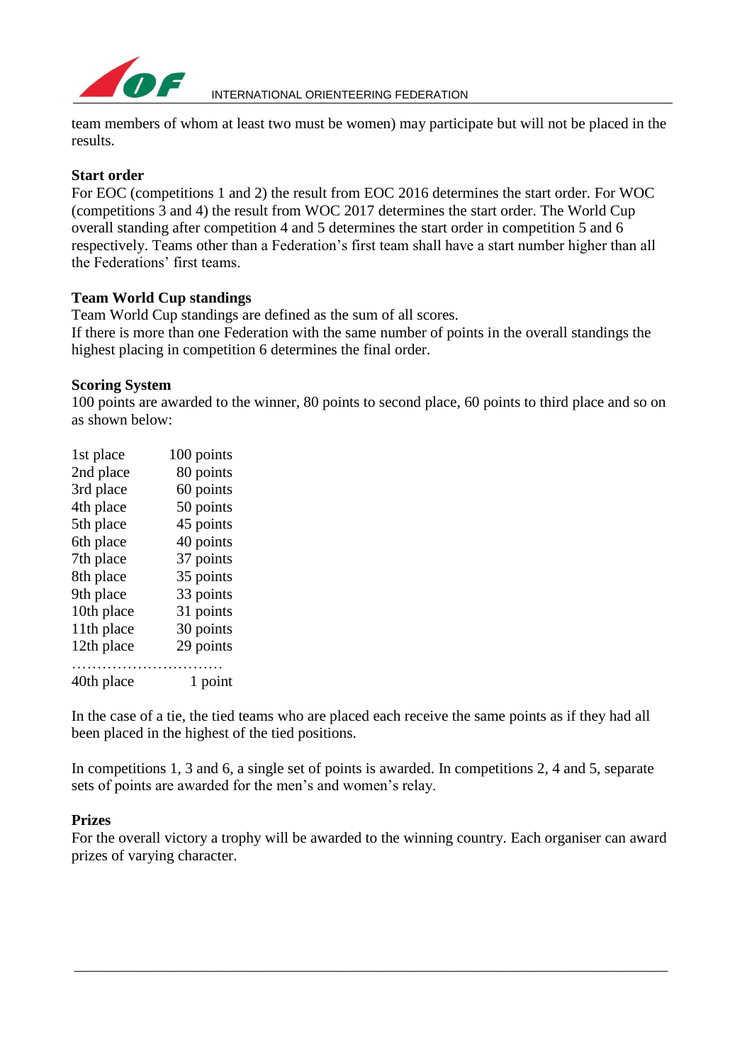team members of whom at least two must be women) may participate but will not be placed in the results.

**Start order**

For EOC (competitions 1 and 2) the result from EOC 2016 determines the start order. For WOC (competitions 3 and 4) the result from WOC 2017 determines the start order. The World Cup overall standing after competition 4 and 5 determines the start order in competition 5 and 6 respectively. Teams other than a Federation's first team shall have a start number higher than all the Federations' first teams.

**Team World Cup standings**

Team World Cup standings are defined as the sum of all scores.
If there is more than one Federation with the same number of points in the overall standings the highest placing in competition 6 determines the final order.

**Scoring System**

100 points are awarded to the winner, 80 points to second place, 60 points to third place and so on as shown below:

| | |
|---|---|
| 1st place | 100 points |
| 2nd place | 80 points |
| 3rd place | 60 points |
| 4th place | 50 points |
| 5th place | 45 points |
| 6th place | 40 points |
| 7th place | 37 points |
| 8th place | 35 points |
| 9th place | 33 points |
| 10th place | 31 points |
| 11th place | 30 points |
| 12th place | 29 points |
| ………………………… | |
| 40th place | 1 point |

In the case of a tie, the tied teams who are placed each receive the same points as if they had all been placed in the highest of the tied positions.

In competitions 1, 3 and 6, a single set of points is awarded. In competitions 2, 4 and 5, separate sets of points are awarded for the men's and women's relay.

**Prizes**

For the overall victory a trophy will be awarded to the winning country. Each organiser can award prizes of varying character.